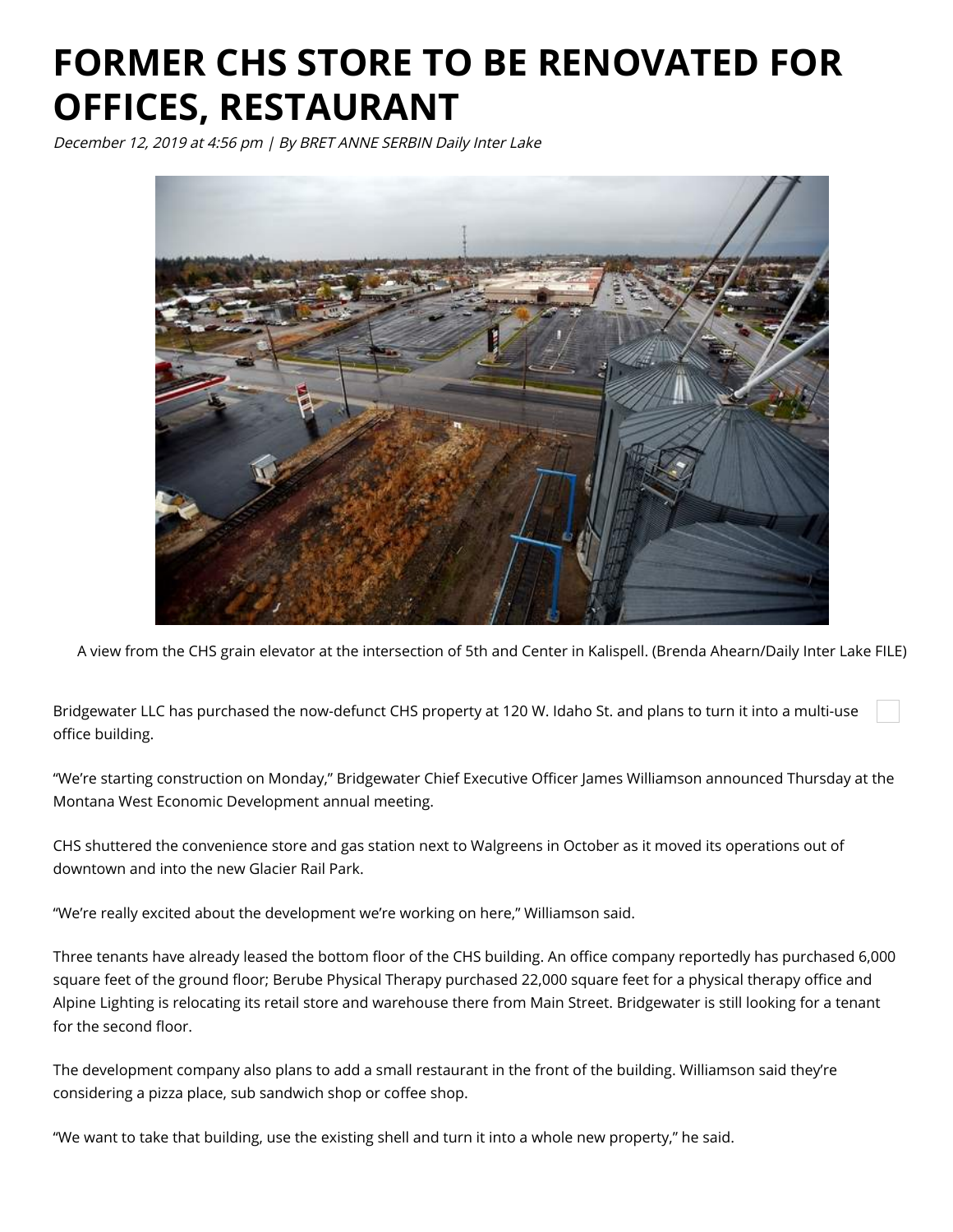# FORMER CHS STORE TO BE RENOVATED FOR OFFICES, RESTAURANT

*December 12, 2019 at 4:56 pm | By BRET ANNE SERBIN Daily Inter Lake*

A view from the CHS grain elevator at the intersection of 5th and Center in Kalispell. (Brenda Ahearn/Daily Inter Lake FILE)

Bridgewater LLC has purchased the now-defunct CHS property at 120 W. Idaho St. and plans to turn it into a multi-use office building.

"We're starting construction on Monday," Bridgewater Chief Executive Officer James Williamson announced Thursday at the Montana West Economic Development annual meeting.

CHS shuttered the convenience store and gas station next to Walgreens in October as it moved its operations out of downtown and into the new Glacier Rail Park.

"We're really excited about the development we're working on here," Williamson said.

Three tenants have already leased the bottom floor of the CHS building. An office company reportedly has purchased 6,000 square feet of the ground floor; Berube Physical Therapy purchased 22,000 square feet for a physical therapy office and Alpine Lighting is relocating its retail store and warehouse there from Main Street. Bridgewater is still looking for a tenant for the second floor.

The development company also plans to add a small restaurant in the front of the building. Williamson said they're considering a pizza place, sub sandwich shop or coffee shop.

"We want to take that building, use the existing shell and turn it into a whole new property," he said.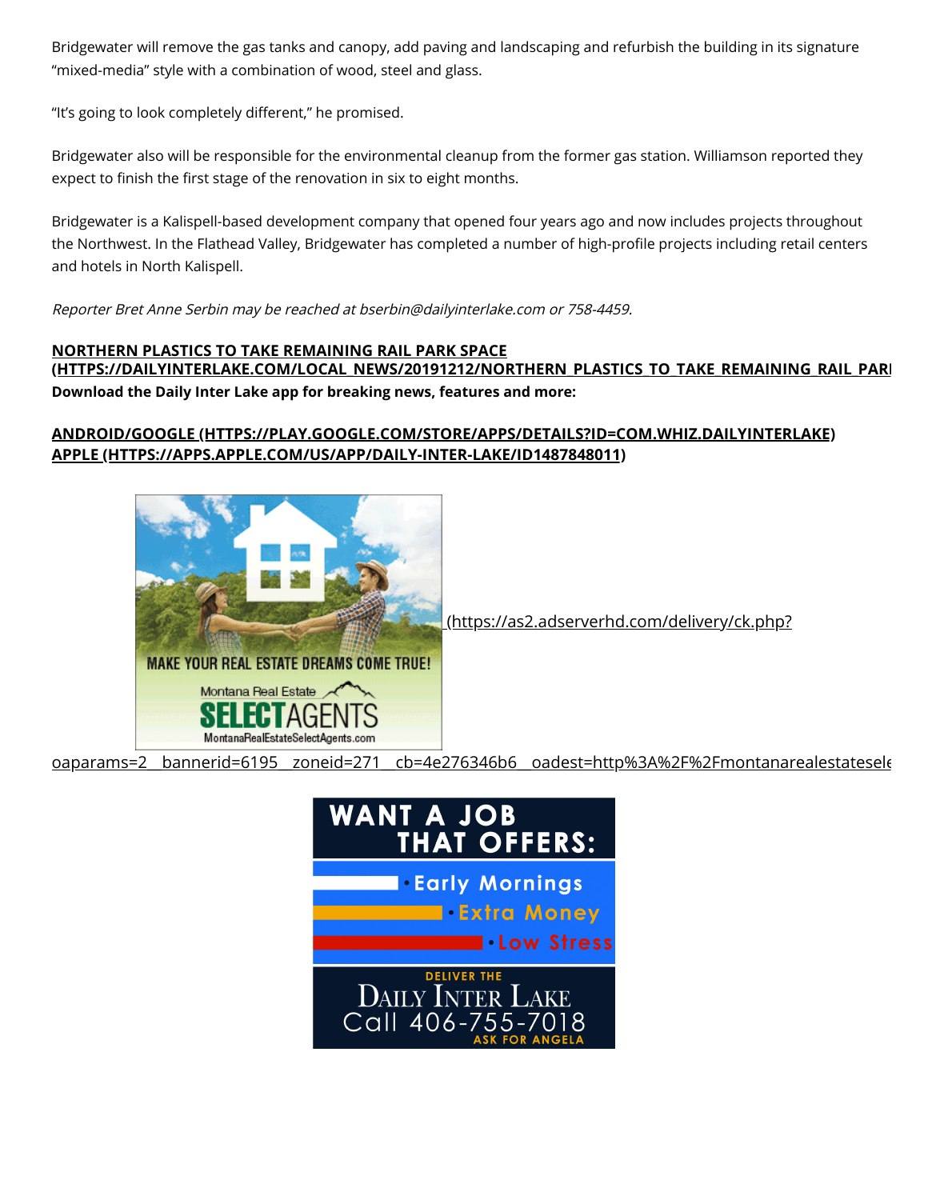Bridgewater will remove the gas tanks and canopy, add paving and landscaping and refurbish the building in its signature "mixed-media" style with a combination of wood, steel and glass.

"It's going to look completely different," he promised.

Bridgewater also will be responsible for the environmental cleanup from the former gas station. Williamson reported they expect to finish the first stage of the renovation in six to eight months.

Bridgewater is a Kalispell-based development company that opened four years ago and now includes projects throughout the Northwest. In the Flathead Valley, Bridgewater has completed a number of high-profile projects including retail centers and hotels in North Kalispell.

*Reporter Bret Anne Serbin may be reached at bserbin@dailyinterlake.com or 758-4459.*

**NORTHERN PLASTICS TO TAKE REMAINING RAIL PARK SPACE (HTTPS://DAILYINTERLAKE.COM/LOCAL_NEWS/20191212/NORTHERN_PLASTICS_TO_TAKE_REMAINING_RAIL_PARI**

**Download the Daily Inter Lake app for breaking news, features and more:**

**ANDROID/GOOGLE (HTTPS://PLAY.GOOGLE.COM/STORE/APPS/DETAILS?ID=COM.WHIZ.DAILYINTERLAKE)**
**APPLE (HTTPS://APPS.APPLE.COM/US/APP/DAILY-INTER-LAKE/ID1487848011)**

(https://as2.adserverhd.com/delivery/ck.php?oaparams=2__bannerid=6195__zoneid=271__cb=4e276346b6__oadest=http%3A%2F%2Fmontanarealestatesele